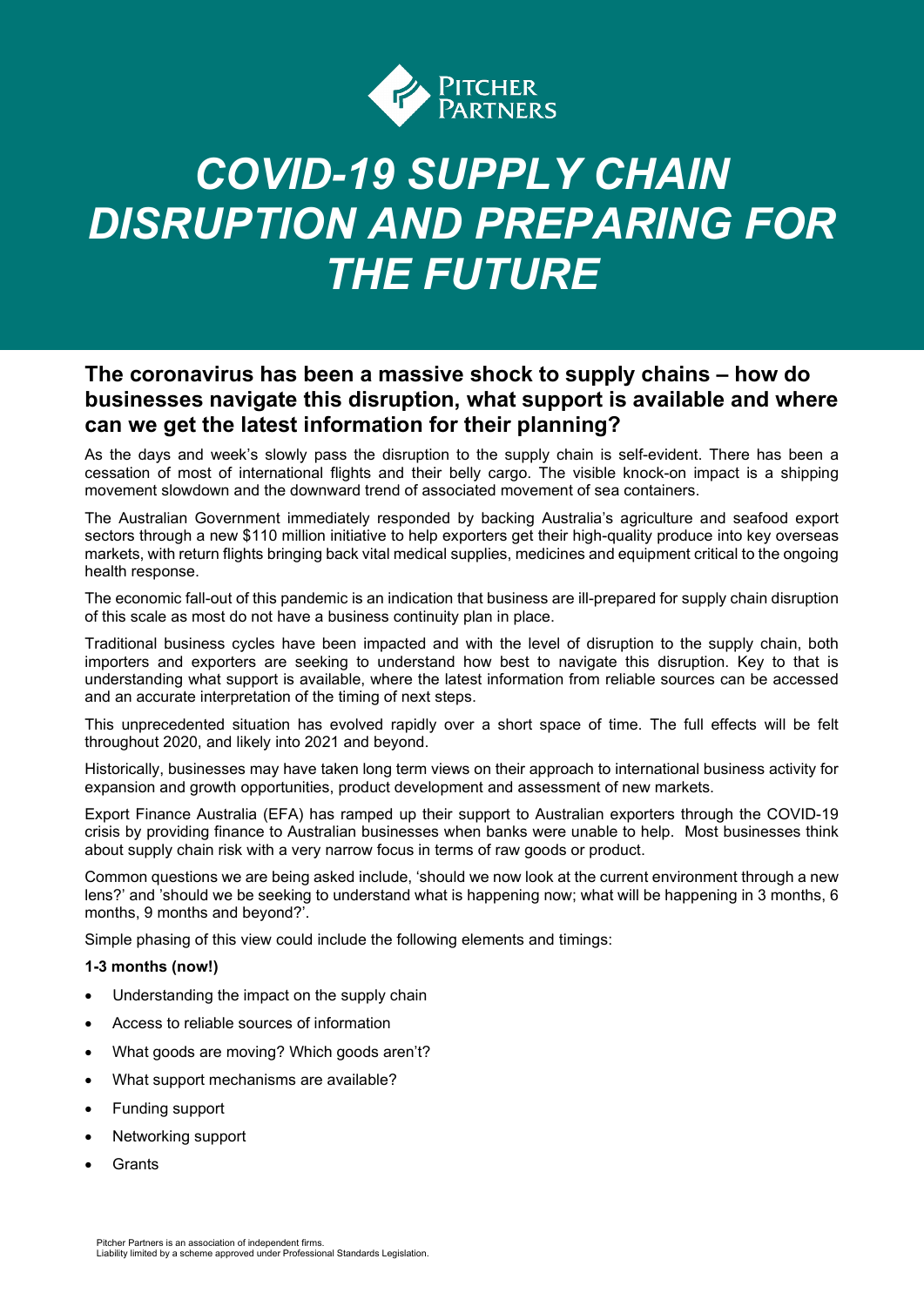# COVID-19 SUPPLY CHAIN DISRUPTION AND PREPARING FOR THE FUTURE

## The coronavirus has been a massive shock to supply chains – how do businesses navigate this disruption, what support is available and where can we get the latest information for their planning?

As the days and week's slowly pass the disruption to the supply chain is self-evident. There has been a cessation of most of international flights and their belly cargo. The visible knock-on impact is a shipping movement slowdown and the downward trend of associated movement of sea containers.

The Australian Government immediately responded by backing Australia's agriculture and seafood export sectors through a new $110 million initiative to help exporters get their high-quality produce into key overseas markets, with return flights bringing back vital medical supplies, medicines and equipment critical to the ongoing health response.

The economic fall-out of this pandemic is an indication that business are ill-prepared for supply chain disruption of this scale as most do not have a business continuity plan in place.

Traditional business cycles have been impacted and with the level of disruption to the supply chain, both importers and exporters are seeking to understand how best to navigate this disruption. Key to that is understanding what support is available, where the latest information from reliable sources can be accessed and an accurate interpretation of the timing of next steps.

This unprecedented situation has evolved rapidly over a short space of time. The full effects will be felt throughout 2020, and likely into 2021 and beyond.

Historically, businesses may have taken long term views on their approach to international business activity for expansion and growth opportunities, product development and assessment of new markets.

Export Finance Australia (EFA) has ramped up their support to Australian exporters through the COVID-19 crisis by providing finance to Australian businesses when banks were unable to help. Most businesses think about supply chain risk with a very narrow focus in terms of raw goods or product.

Common questions we are being asked include, 'should we now look at the current environment through a new lens?' and 'should we be seeking to understand what is happening now; what will be happening in 3 months, 6 months, 9 months and beyond?'.

Simple phasing of this view could include the following elements and timings:

**1-3 months (now!)**

- Understanding the impact on the supply chain
- Access to reliable sources of information
- What goods are moving? Which goods aren't?
- What support mechanisms are available?
- Funding support
- Networking support
- Grants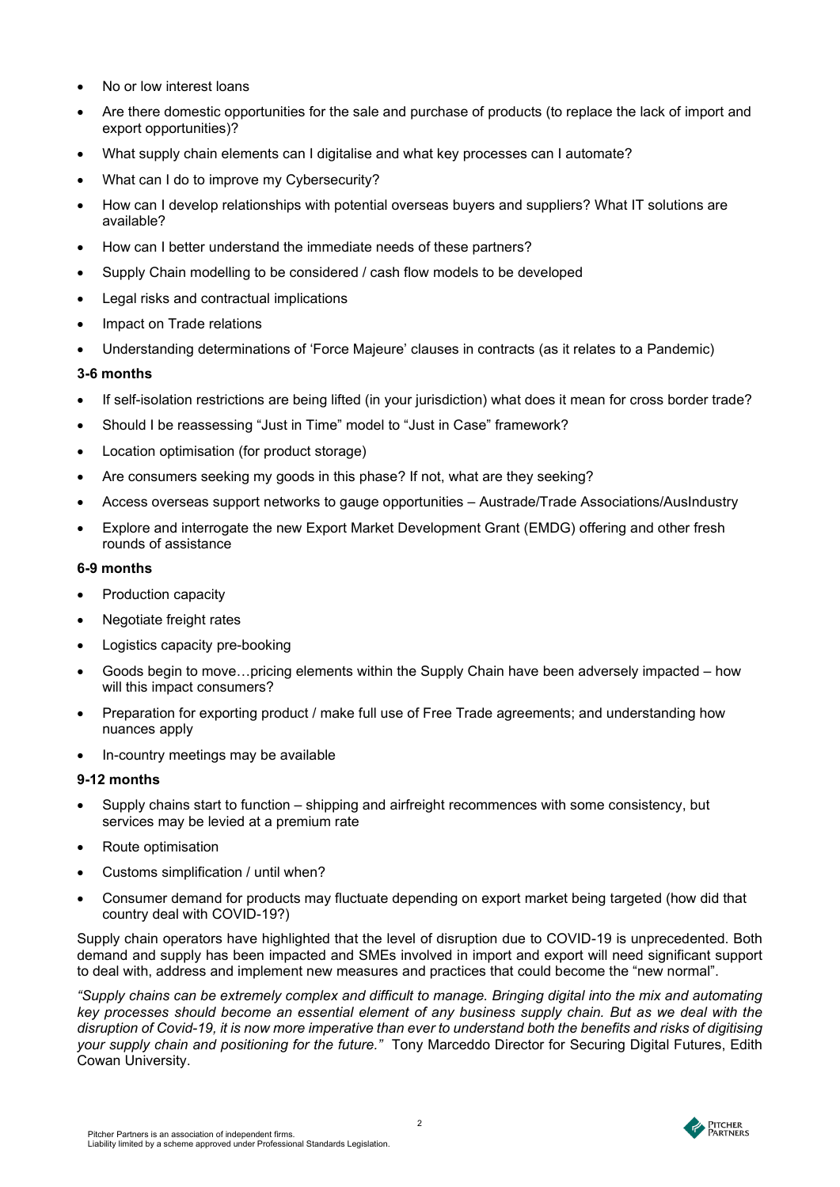- No or low interest loans
- Are there domestic opportunities for the sale and purchase of products (to replace the lack of import and export opportunities)?
- What supply chain elements can I digitalise and what key processes can I automate?
- What can I do to improve my Cybersecurity?
- How can I develop relationships with potential overseas buyers and suppliers? What IT solutions are available?
- How can I better understand the immediate needs of these partners?
- Supply Chain modelling to be considered / cash flow models to be developed
- Legal risks and contractual implications
- Impact on Trade relations
- Understanding determinations of 'Force Majeure' clauses in contracts (as it relates to a Pandemic)

**3-6 months**

- If self-isolation restrictions are being lifted (in your jurisdiction) what does it mean for cross border trade?
- Should I be reassessing "Just in Time" model to "Just in Case" framework?
- Location optimisation (for product storage)
- Are consumers seeking my goods in this phase? If not, what are they seeking?
- Access overseas support networks to gauge opportunities – Austrade/Trade Associations/AusIndustry
- Explore and interrogate the new Export Market Development Grant (EMDG) offering and other fresh rounds of assistance

**6-9 months**

- Production capacity
- Negotiate freight rates
- Logistics capacity pre-booking
- Goods begin to move…pricing elements within the Supply Chain have been adversely impacted – how will this impact consumers?
- Preparation for exporting product / make full use of Free Trade agreements; and understanding how nuances apply
- In-country meetings may be available

**9-12 months**

- Supply chains start to function – shipping and airfreight recommences with some consistency, but services may be levied at a premium rate
- Route optimisation
- Customs simplification / until when?
- Consumer demand for products may fluctuate depending on export market being targeted (how did that country deal with COVID-19?)

Supply chain operators have highlighted that the level of disruption due to COVID-19 is unprecedented. Both demand and supply has been impacted and SMEs involved in import and export will need significant support to deal with, address and implement new measures and practices that could become the "new normal".

*"Supply chains can be extremely complex and difficult to manage. Bringing digital into the mix and automating key processes should become an essential element of any business supply chain. But as we deal with the disruption of Covid-19, it is now more imperative than ever to understand both the benefits and risks of digitising your supply chain and positioning for the future."* Tony Marceddo Director for Securing Digital Futures, Edith Cowan University.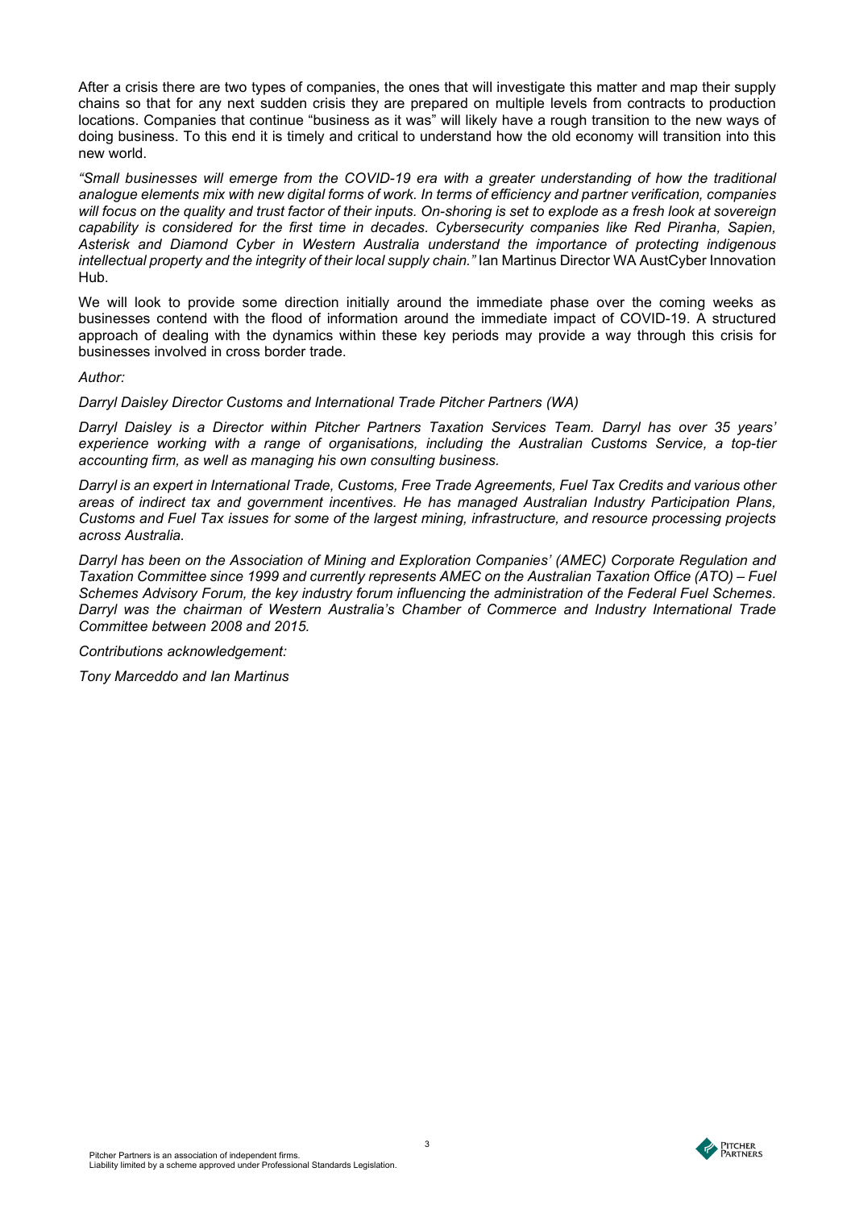After a crisis there are two types of companies, the ones that will investigate this matter and map their supply chains so that for any next sudden crisis they are prepared on multiple levels from contracts to production locations. Companies that continue "business as it was" will likely have a rough transition to the new ways of doing business. To this end it is timely and critical to understand how the old economy will transition into this new world.

*"Small businesses will emerge from the COVID-19 era with a greater understanding of how the traditional analogue elements mix with new digital forms of work. In terms of efficiency and partner verification, companies will focus on the quality and trust factor of their inputs. On-shoring is set to explode as a fresh look at sovereign capability is considered for the first time in decades. Cybersecurity companies like Red Piranha, Sapien, Asterisk and Diamond Cyber in Western Australia understand the importance of protecting indigenous intellectual property and the integrity of their local supply chain."* Ian Martinus Director WA AustCyber Innovation Hub.

We will look to provide some direction initially around the immediate phase over the coming weeks as businesses contend with the flood of information around the immediate impact of COVID-19. A structured approach of dealing with the dynamics within these key periods may provide a way through this crisis for businesses involved in cross border trade.

*Author:*

*Darryl Daisley Director Customs and International Trade Pitcher Partners (WA)*

*Darryl Daisley is a Director within Pitcher Partners Taxation Services Team. Darryl has over 35 years' experience working with a range of organisations, including the Australian Customs Service, a top-tier accounting firm, as well as managing his own consulting business.*

*Darryl is an expert in International Trade, Customs, Free Trade Agreements, Fuel Tax Credits and various other areas of indirect tax and government incentives. He has managed Australian Industry Participation Plans, Customs and Fuel Tax issues for some of the largest mining, infrastructure, and resource processing projects across Australia.*

*Darryl has been on the Association of Mining and Exploration Companies' (AMEC) Corporate Regulation and Taxation Committee since 1999 and currently represents AMEC on the Australian Taxation Office (ATO) – Fuel Schemes Advisory Forum, the key industry forum influencing the administration of the Federal Fuel Schemes. Darryl was the chairman of Western Australia's Chamber of Commerce and Industry International Trade Committee between 2008 and 2015.*

*Contributions acknowledgement:*

*Tony Marceddo and Ian Martinus*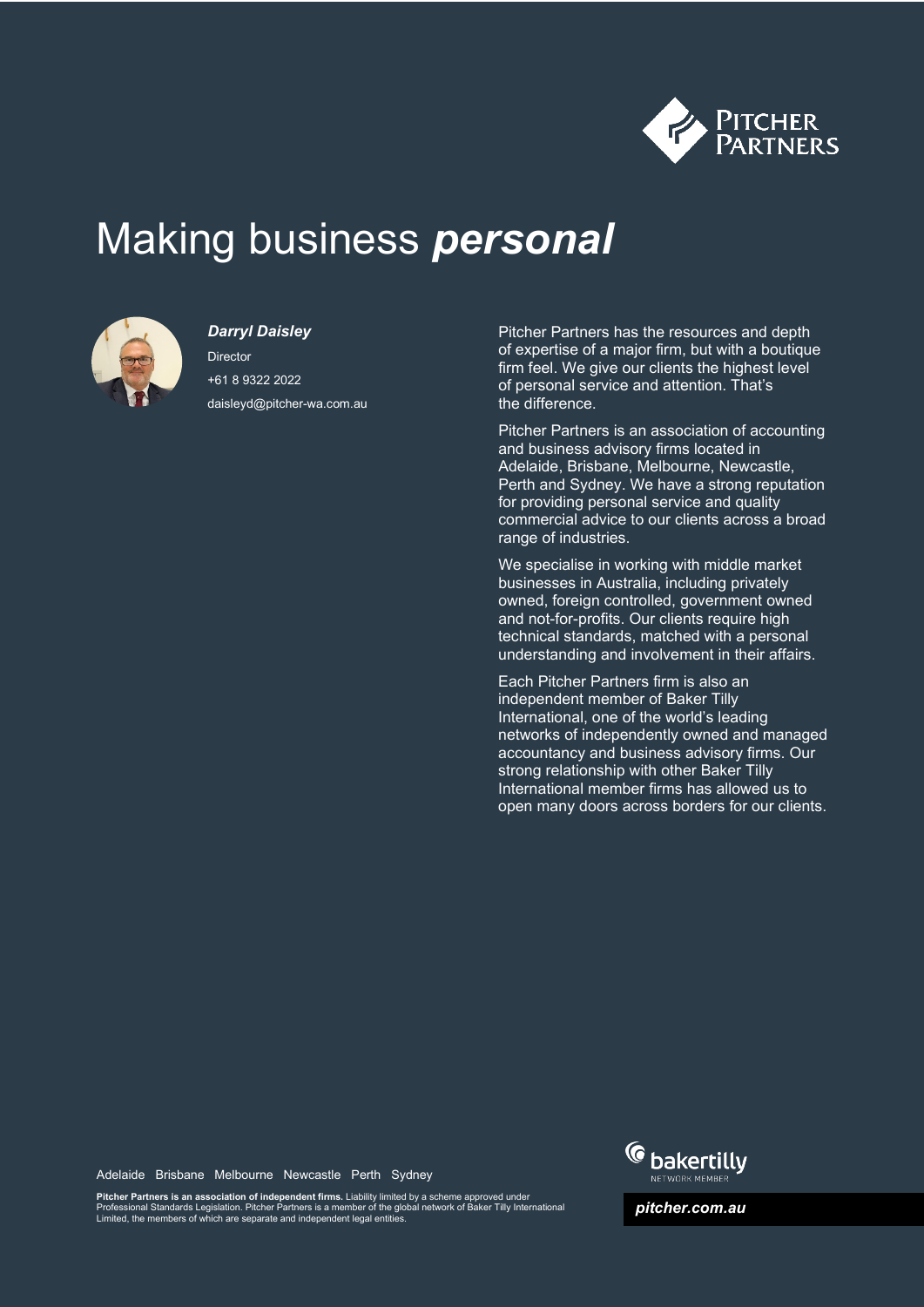# Making business ***personal***

***Darryl Daisley***

Director

+61 8 9322 2022

daisleyd@pitcher-wa.com.au

Pitcher Partners has the resources and depth of expertise of a major firm, but with a boutique firm feel. We give our clients the highest level of personal service and attention. That's the difference.

Pitcher Partners is an association of accounting and business advisory firms located in Adelaide, Brisbane, Melbourne, Newcastle, Perth and Sydney. We have a strong reputation for providing personal service and quality commercial advice to our clients across a broad range of industries.

We specialise in working with middle market businesses in Australia, including privately owned, foreign controlled, government owned and not-for-profits. Our clients require high technical standards, matched with a personal understanding and involvement in their affairs.

Each Pitcher Partners firm is also an independent member of Baker Tilly International, one of the world's leading networks of independently owned and managed accountancy and business advisory firms. Our strong relationship with other Baker Tilly International member firms has allowed us to open many doors across borders for our clients.

Adelaide Brisbane Melbourne Newcastle Perth Sydney

**Pitcher Partners is an association of independent firms.** Liability limited by a scheme approved under Professional Standards Legislation. Pitcher Partners is a member of the global network of Baker Tilly International Limited, the members of which are separate and independent legal entities.

bakertilly NETWORK MEMBER

***pitcher.com.au***